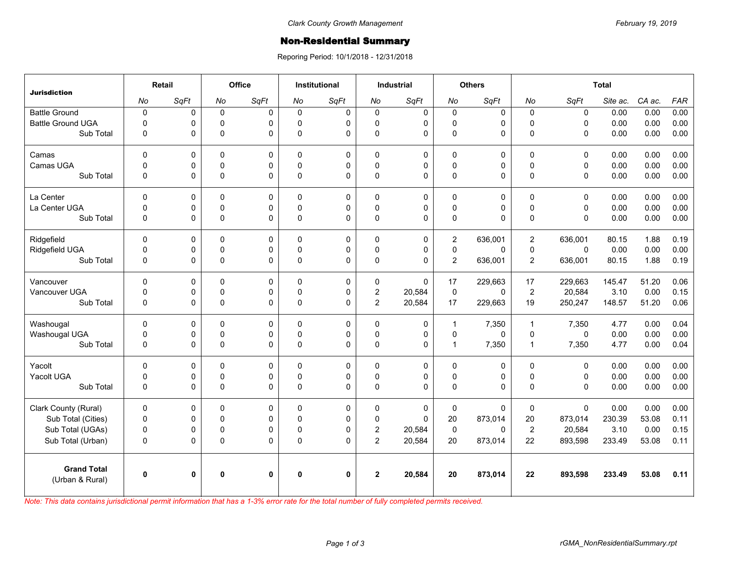Clark County Growth Management

February 19, 2019

# Non-Residential Summary

Reporing Period: 10/1/2018 - 12/31/2018

| Jurisdiction | Retail | | Office | | Institutional | | Industrial | | Others | | Total | | | | |
|---|---|---|---|---|---|---|---|---|---|---|---|---|---|---|---|
| | *No* | *SqFt* | *No* | *SqFt* | *No* | *SqFt* | *No* | *SqFt* | *No* | *SqFt* | *No* | *SqFt* | *Site ac.* | *CA ac.* | *FAR* |
| Battle Ground | 0 | 0 | 0 | 0 | 0 | 0 | 0 | 0 | 0 | 0 | 0 | 0 | 0.00 | 0.00 | 0.00 |
| Battle Ground UGA | 0 | 0 | 0 | 0 | 0 | 0 | 0 | 0 | 0 | 0 | 0 | 0 | 0.00 | 0.00 | 0.00 |
| Sub Total | 0 | 0 | 0 | 0 | 0 | 0 | 0 | 0 | 0 | 0 | 0 | 0 | 0.00 | 0.00 | 0.00 |
| Camas | 0 | 0 | 0 | 0 | 0 | 0 | 0 | 0 | 0 | 0 | 0 | 0 | 0.00 | 0.00 | 0.00 |
| Camas UGA | 0 | 0 | 0 | 0 | 0 | 0 | 0 | 0 | 0 | 0 | 0 | 0 | 0.00 | 0.00 | 0.00 |
| Sub Total | 0 | 0 | 0 | 0 | 0 | 0 | 0 | 0 | 0 | 0 | 0 | 0 | 0.00 | 0.00 | 0.00 |
| La Center | 0 | 0 | 0 | 0 | 0 | 0 | 0 | 0 | 0 | 0 | 0 | 0 | 0.00 | 0.00 | 0.00 |
| La Center UGA | 0 | 0 | 0 | 0 | 0 | 0 | 0 | 0 | 0 | 0 | 0 | 0 | 0.00 | 0.00 | 0.00 |
| Sub Total | 0 | 0 | 0 | 0 | 0 | 0 | 0 | 0 | 0 | 0 | 0 | 0 | 0.00 | 0.00 | 0.00 |
| Ridgefield | 0 | 0 | 0 | 0 | 0 | 0 | 0 | 0 | 2 | 636,001 | 2 | 636,001 | 80.15 | 1.88 | 0.19 |
| Ridgefield UGA | 0 | 0 | 0 | 0 | 0 | 0 | 0 | 0 | 0 | 0 | 0 | 0 | 0.00 | 0.00 | 0.00 |
| Sub Total | 0 | 0 | 0 | 0 | 0 | 0 | 0 | 0 | 2 | 636,001 | 2 | 636,001 | 80.15 | 1.88 | 0.19 |
| Vancouver | 0 | 0 | 0 | 0 | 0 | 0 | 0 | 0 | 17 | 229,663 | 17 | 229,663 | 145.47 | 51.20 | 0.06 |
| Vancouver UGA | 0 | 0 | 0 | 0 | 0 | 0 | 2 | 20,584 | 0 | 0 | 2 | 20,584 | 3.10 | 0.00 | 0.15 |
| Sub Total | 0 | 0 | 0 | 0 | 0 | 0 | 2 | 20,584 | 17 | 229,663 | 19 | 250,247 | 148.57 | 51.20 | 0.06 |
| Washougal | 0 | 0 | 0 | 0 | 0 | 0 | 0 | 0 | 1 | 7,350 | 1 | 7,350 | 4.77 | 0.00 | 0.04 |
| Washougal UGA | 0 | 0 | 0 | 0 | 0 | 0 | 0 | 0 | 0 | 0 | 0 | 0 | 0.00 | 0.00 | 0.00 |
| Sub Total | 0 | 0 | 0 | 0 | 0 | 0 | 0 | 0 | 1 | 7,350 | 1 | 7,350 | 4.77 | 0.00 | 0.04 |
| Yacolt | 0 | 0 | 0 | 0 | 0 | 0 | 0 | 0 | 0 | 0 | 0 | 0 | 0.00 | 0.00 | 0.00 |
| Yacolt UGA | 0 | 0 | 0 | 0 | 0 | 0 | 0 | 0 | 0 | 0 | 0 | 0 | 0.00 | 0.00 | 0.00 |
| Sub Total | 0 | 0 | 0 | 0 | 0 | 0 | 0 | 0 | 0 | 0 | 0 | 0 | 0.00 | 0.00 | 0.00 |
| Clark County (Rural) | 0 | 0 | 0 | 0 | 0 | 0 | 0 | 0 | 0 | 0 | 0 | 0 | 0.00 | 0.00 | 0.00 |
| Sub Total (Cities) | 0 | 0 | 0 | 0 | 0 | 0 | 0 | 0 | 20 | 873,014 | 20 | 873,014 | 230.39 | 53.08 | 0.11 |
| Sub Total (UGAs) | 0 | 0 | 0 | 0 | 0 | 0 | 2 | 20,584 | 0 | 0 | 2 | 20,584 | 3.10 | 0.00 | 0.15 |
| Sub Total (Urban) | 0 | 0 | 0 | 0 | 0 | 0 | 2 | 20,584 | 20 | 873,014 | 22 | 893,598 | 233.49 | 53.08 | 0.11 |
| **Grand Total** (Urban & Rural) | **0** | **0** | **0** | **0** | **0** | **0** | **2** | **20,584** | **20** | **873,014** | **22** | **893,598** | **233.49** | **53.08** | **0.11** |

*Note: This data contains jurisdictional permit information that has a 1-3% error rate for the total number of fully completed permits received.*

rGMA_NonResidentialSummary.rpt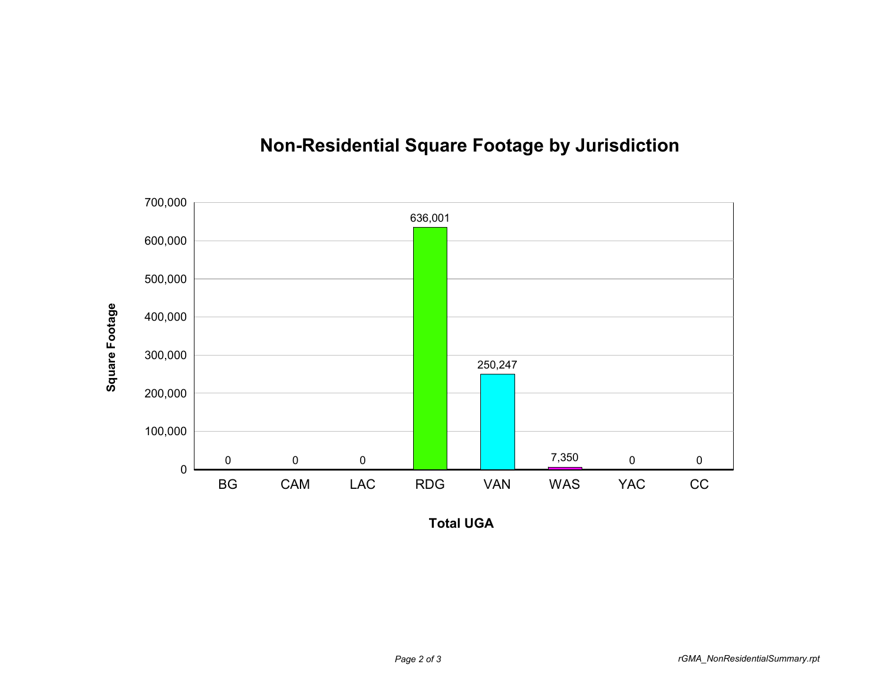# Non-Residential Square Footage by Jurisdiction

| Total UGA | Square Footage |
| --- | --- |
| BG | 0 |
| CAM | 0 |
| LAC | 0 |
| RDG | 636,001 |
| VAN | 250,247 |
| WAS | 7,350 |
| YAC | 0 |
| CC | 0 |

rGMA_NonResidentialSummary.rpt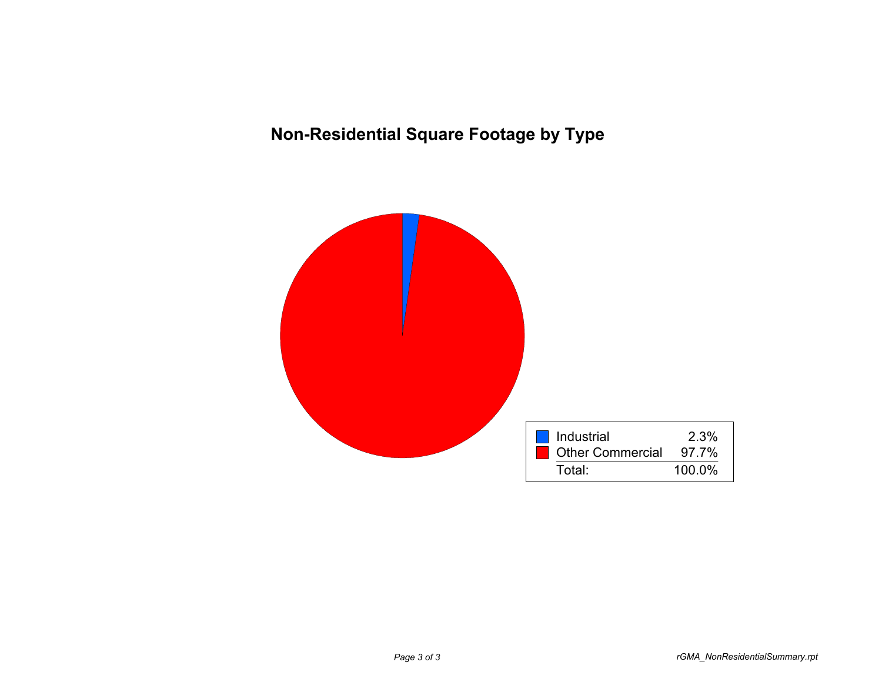## Non-Residential Square Footage by Type

Industrial 2.3%

Other Commercial 97.7%

Total: 100.0%

*rGMA_NonResidentialSummary.rpt*